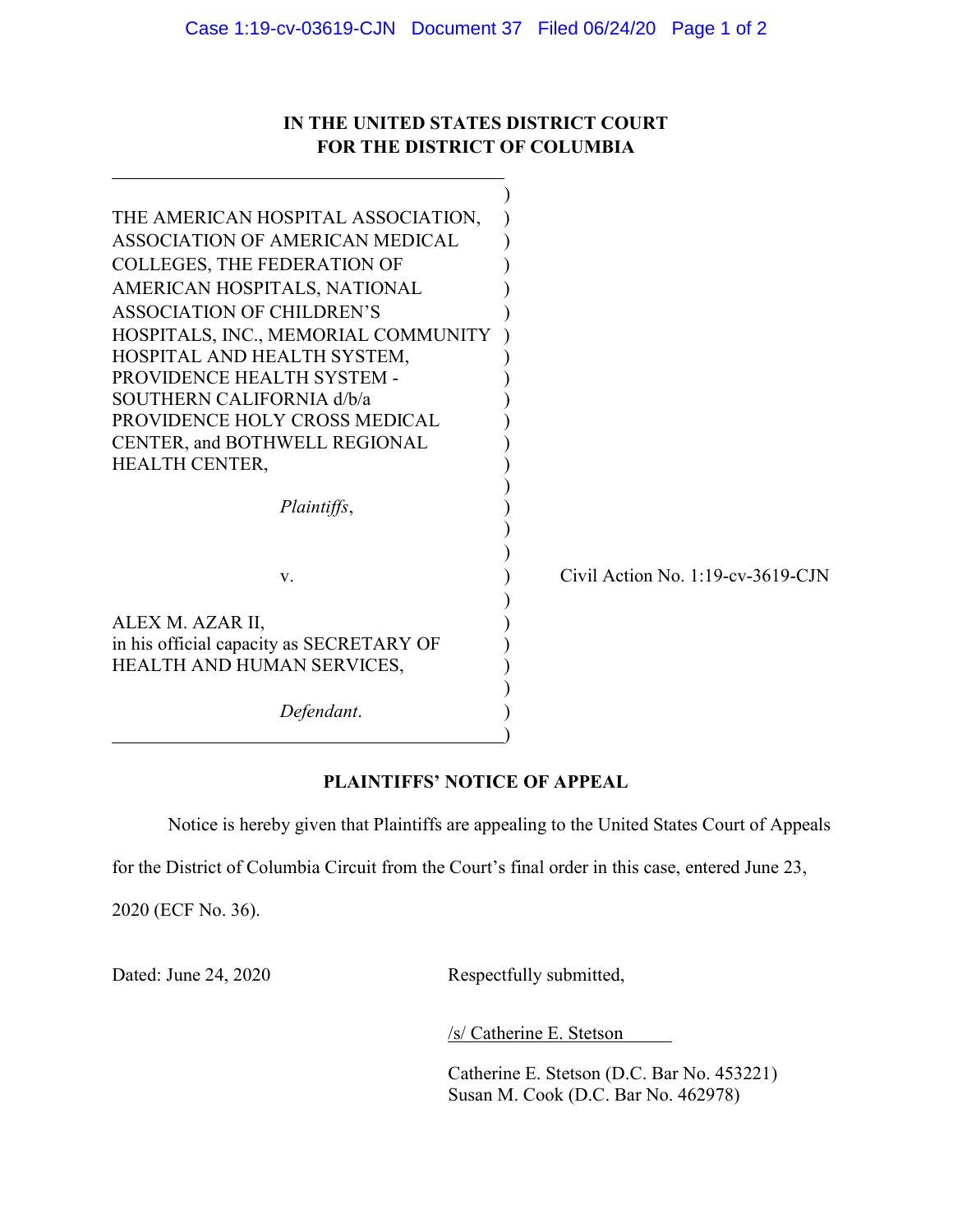# IN THE UNITED STATES DISTRICT COURT FOR THE DISTRICT OF COLUMBIA

THE AMERICAN HOSPITAL ASSOCIATION, ASSOCIATION OF AMERICAN MEDICAL COLLEGES, THE FEDERATION OF AMERICAN HOSPITALS, NATIONAL ASSOCIATION OF CHILDREN'S HOSPITALS, INC., MEMORIAL COMMUNITY HOSPITAL AND HEALTH SYSTEM, PROVIDENCE HEALTH SYSTEM - SOUTHERN CALIFORNIA d/b/a PROVIDENCE HOLY CROSS MEDICAL CENTER, and BOTHWELL REGIONAL HEALTH CENTER,

*Plaintiffs*,

v.

ALEX M. AZAR II, in his official capacity as SECRETARY OF HEALTH AND HUMAN SERVICES,

*Defendant*.

Civil Action No. 1:19-cv-3619-CJN

## PLAINTIFFS' NOTICE OF APPEAL

Notice is hereby given that Plaintiffs are appealing to the United States Court of Appeals for the District of Columbia Circuit from the Court's final order in this case, entered June 23, 2020 (ECF No. 36).

Dated: June 24, 2020

Respectfully submitted,

/s/ Catherine E. Stetson

Catherine E. Stetson (D.C. Bar No. 453221)
Susan M. Cook (D.C. Bar No. 462978)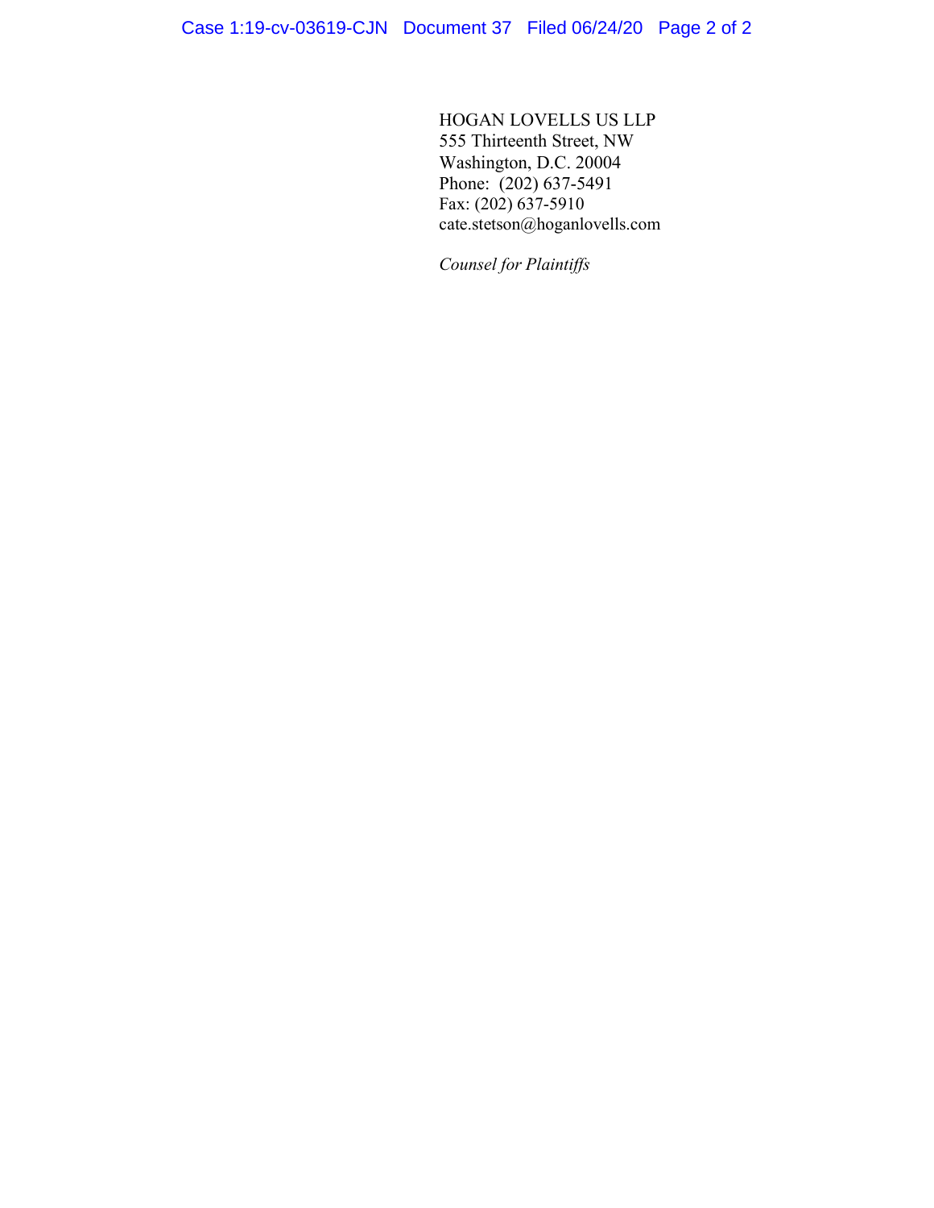HOGAN LOVELLS US LLP
555 Thirteenth Street, NW
Washington, D.C. 20004
Phone: (202) 637-5491
Fax: (202) 637-5910
cate.stetson@hoganlovells.com

*Counsel for Plaintiffs*